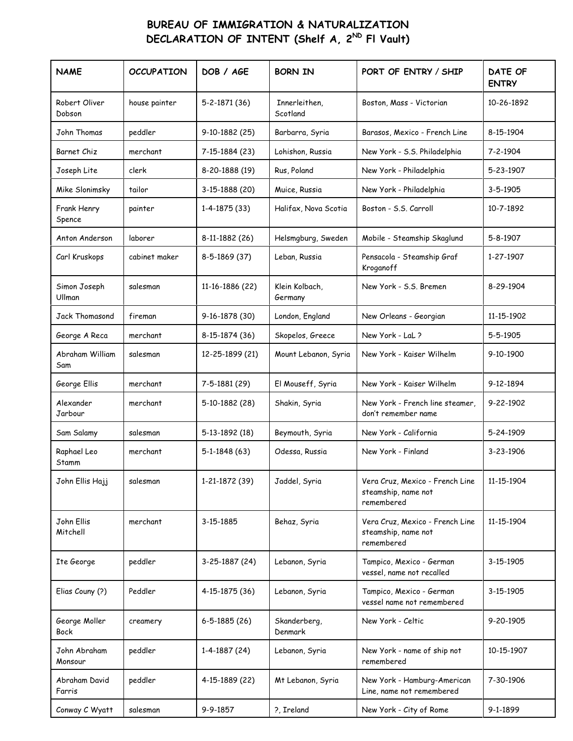# BUREAU OF IMMIGRATION & NATURALIZATION
# DECLARATION OF INTENT (Shelf A, 2ND Fl Vault)

| NAME | OCCUPATION | DOB / AGE | BORN IN | PORT OF ENTRY / SHIP | DATE OF ENTRY |
|---|---|---|---|---|---|
| Robert Oliver Dobson | house painter | 5-2-1871 (36) | Innerleithen, Scotland | Boston, Mass - Victorian | 10-26-1892 |
| John Thomas | peddler | 9-10-1882 (25) | Barbarra, Syria | Barasos, Mexico - French Line | 8-15-1904 |
| Barnet Chiz | merchant | 7-15-1884 (23) | Lohishon, Russia | New York - S.S. Philadelphia | 7-2-1904 |
| Joseph Lite | clerk | 8-20-1888 (19) | Rus, Poland | New York - Philadelphia | 5-23-1907 |
| Mike Slonimsky | tailor | 3-15-1888 (20) | Muice, Russia | New York - Philadelphia | 3-5-1905 |
| Frank Henry Spence | painter | 1-4-1875 (33) | Halifax, Nova Scotia | Boston - S.S. Carroll | 10-7-1892 |
| Anton Anderson | laborer | 8-11-1882 (26) | Helsmgburg, Sweden | Mobile - Steamship Skaglund | 5-8-1907 |
| Carl Kruskops | cabinet maker | 8-5-1869 (37) | Leban, Russia | Pensacola - Steamship Graf Kroganoff | 1-27-1907 |
| Simon Joseph Ullman | salesman | 11-16-1886 (22) | Klein Kolbach, Germany | New York - S.S. Bremen | 8-29-1904 |
| Jack Thomasond | fireman | 9-16-1878 (30) | London, England | New Orleans - Georgian | 11-15-1902 |
| George A Reca | merchant | 8-15-1874 (36) | Skopelos, Greece | New York - LaL ? | 5-5-1905 |
| Abraham William Sam | salesman | 12-25-1899 (21) | Mount Lebanon, Syria | New York - Kaiser Wilhelm | 9-10-1900 |
| George Ellis | merchant | 7-5-1881 (29) | El Mouseff, Syria | New York - Kaiser Wilhelm | 9-12-1894 |
| Alexander Jarbour | merchant | 5-10-1882 (28) | Shakin, Syria | New York - French line steamer, don't remember name | 9-22-1902 |
| Sam Salamy | salesman | 5-13-1892 (18) | Beymouth, Syria | New York - California | 5-24-1909 |
| Raphael Leo Stamm | merchant | 5-1-1848 (63) | Odessa, Russia | New York - Finland | 3-23-1906 |
| John Ellis Hajj | salesman | 1-21-1872 (39) | Jaddel, Syria | Vera Cruz, Mexico - French Line steamship, name not remembered | 11-15-1904 |
| John Ellis Mitchell | merchant | 3-15-1885 | Behaz, Syria | Vera Cruz, Mexico - French Line steamship, name not remembered | 11-15-1904 |
| Ite George | peddler | 3-25-1887 (24) | Lebanon, Syria | Tampico, Mexico - German vessel, name not recalled | 3-15-1905 |
| Elias Couny (?) | Peddler | 4-15-1875 (36) | Lebanon, Syria | Tampico, Mexico - German vessel name not remembered | 3-15-1905 |
| George Moller Bock | creamery | 6-5-1885 (26) | Skanderberg, Denmark | New York - Celtic | 9-20-1905 |
| John Abraham Monsour | peddler | 1-4-1887 (24) | Lebanon, Syria | New York - name of ship not remembered | 10-15-1907 |
| Abraham David Farris | peddler | 4-15-1889 (22) | Mt Lebanon, Syria | New York - Hamburg-American Line, name not remembered | 7-30-1906 |
| Conway C Wyatt | salesman | 9-9-1857 | ?, Ireland | New York - City of Rome | 9-1-1899 |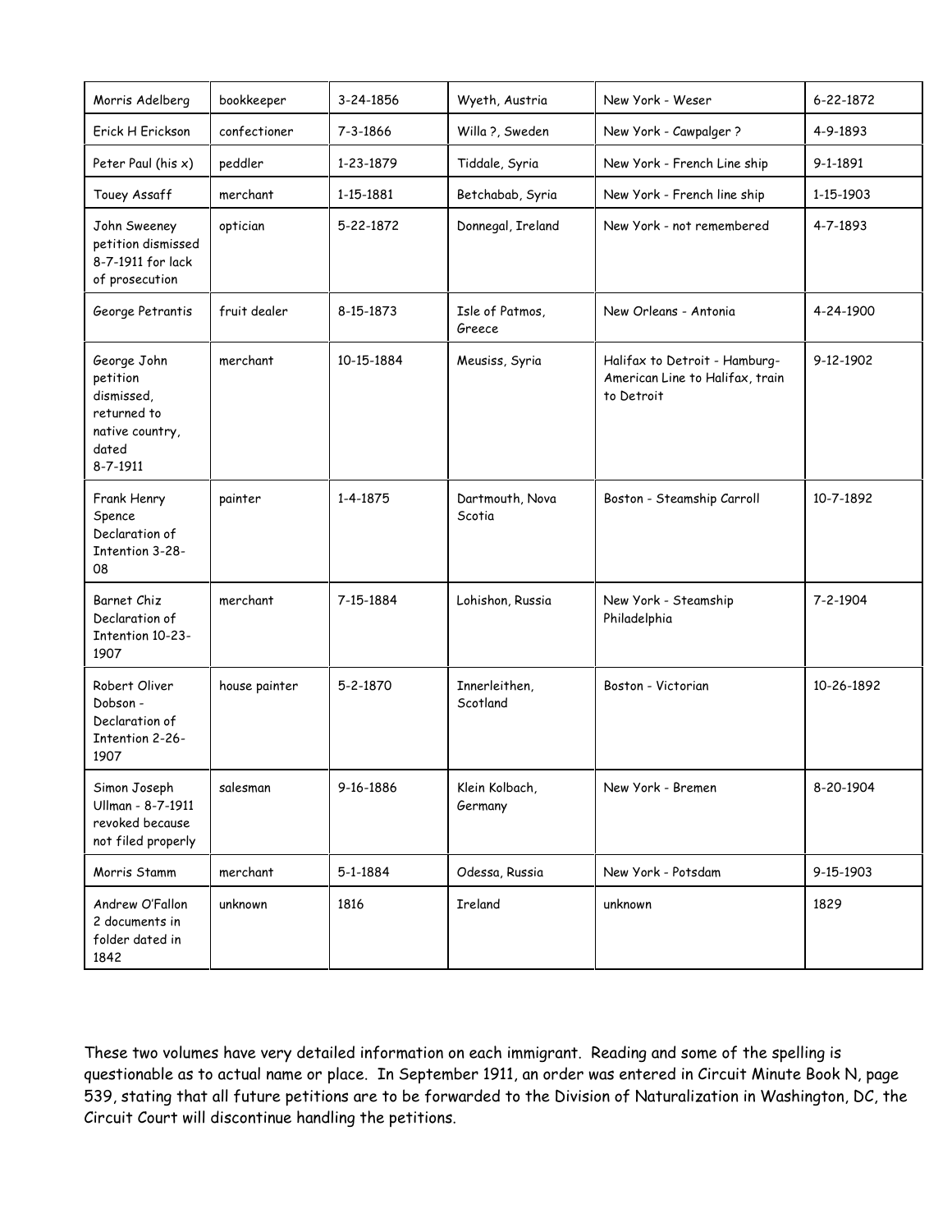| | | | | | |
|---|---|---|---|---|---|
| Morris Adelberg | bookkeeper | 3-24-1856 | Wyeth, Austria | New York - Weser | 6-22-1872 |
| Erick H Erickson | confectioner | 7-3-1866 | Willa ?, Sweden | New York - Cawpalger ? | 4-9-1893 |
| Peter Paul (his x) | peddler | 1-23-1879 | Tiddale, Syria | New York - French Line ship | 9-1-1891 |
| Touey Assaff | merchant | 1-15-1881 | Betchabab, Syria | New York - French line ship | 1-15-1903 |
| John Sweeney petition dismissed 8-7-1911 for lack of prosecution | optician | 5-22-1872 | Donnegal, Ireland | New York - not remembered | 4-7-1893 |
| George Petrantis | fruit dealer | 8-15-1873 | Isle of Patmos, Greece | New Orleans - Antonia | 4-24-1900 |
| George John petition dismissed, returned to native country, dated 8-7-1911 | merchant | 10-15-1884 | Meusiss, Syria | Halifax to Detroit - Hamburg-American Line to Halifax, train to Detroit | 9-12-1902 |
| Frank Henry Spence Declaration of Intention 3-28-08 | painter | 1-4-1875 | Dartmouth, Nova Scotia | Boston - Steamship Carroll | 10-7-1892 |
| Barnet Chiz Declaration of Intention 10-23-1907 | merchant | 7-15-1884 | Lohishon, Russia | New York - Steamship Philadelphia | 7-2-1904 |
| Robert Oliver Dobson - Declaration of Intention 2-26-1907 | house painter | 5-2-1870 | Innerleithen, Scotland | Boston - Victorian | 10-26-1892 |
| Simon Joseph Ullman - 8-7-1911 revoked because not filed properly | salesman | 9-16-1886 | Klein Kolbach, Germany | New York - Bremen | 8-20-1904 |
| Morris Stamm | merchant | 5-1-1884 | Odessa, Russia | New York - Potsdam | 9-15-1903 |
| Andrew O'Fallon 2 documents in folder dated in 1842 | unknown | 1816 | Ireland | unknown | 1829 |

These two volumes have very detailed information on each immigrant. Reading and some of the spelling is questionable as to actual name or place. In September 1911, an order was entered in Circuit Minute Book N, page 539, stating that all future petitions are to be forwarded to the Division of Naturalization in Washington, DC, the Circuit Court will discontinue handling the petitions.